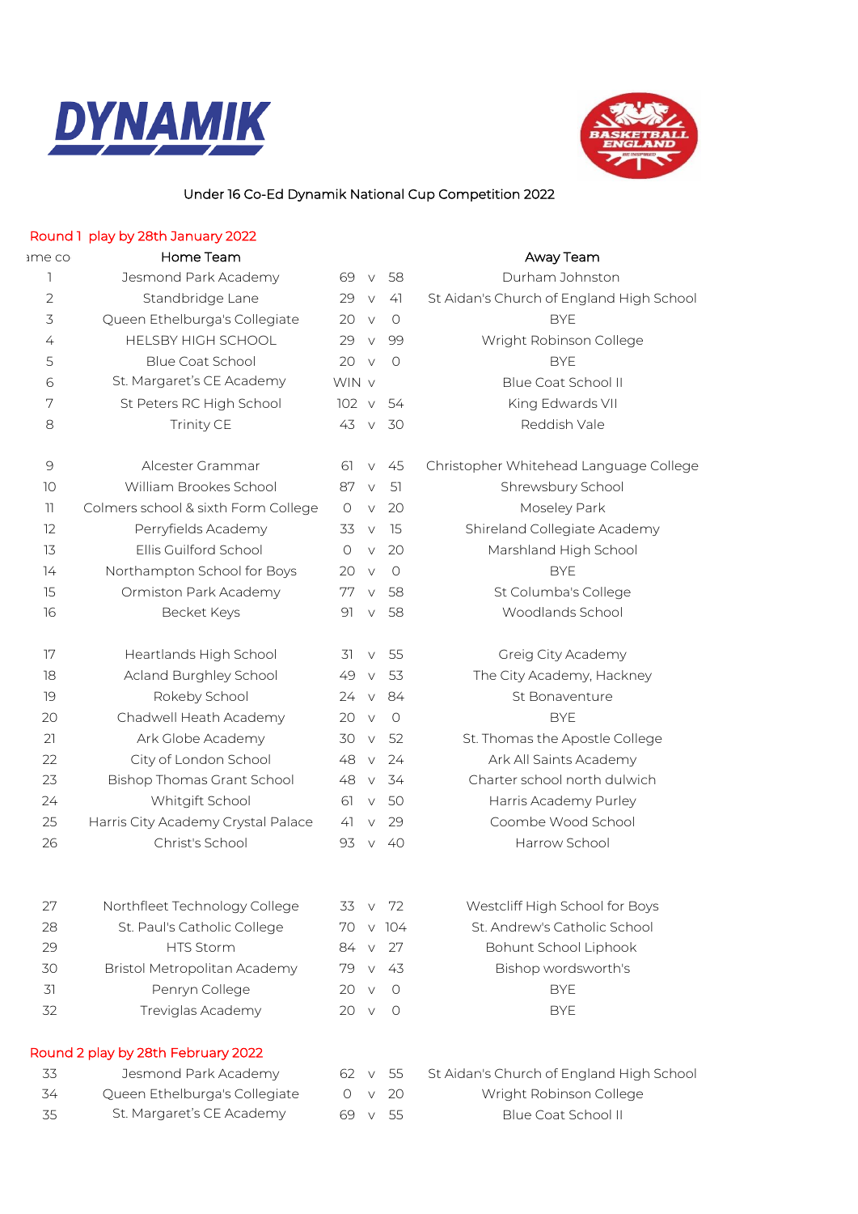DYNAMIK

BASKETBALL ENGLAND

# Under 16 Co-Ed Dynamik National Cup Competition 2022

## Round 1 play by 28th January 2022

| ame co | Home Team | | | | Away Team |
|---|---|---|---|---|---|
| 1 | Jesmond Park Academy | 69 | v | 58 | Durham Johnston |
| 2 | Standbridge Lane | 29 | v | 41 | St Aidan's Church of England High School |
| 3 | Queen Ethelburga's Collegiate | 20 | v | 0 | BYE |
| 4 | HELSBY HIGH SCHOOL | 29 | v | 99 | Wright Robinson College |
| 5 | Blue Coat School | 20 | v | 0 | BYE |
| 6 | St. Margaret's CE Academy | WIN | v | | Blue Coat School II |
| 7 | St Peters RC High School | 102 | v | 54 | King Edwards VII |
| 8 | Trinity CE | 43 | v | 30 | Reddish Vale |
| | | | | | |
| 9 | Alcester Grammar | 61 | v | 45 | Christopher Whitehead Language College |
| 10 | William Brookes School | 87 | v | 51 | Shrewsbury School |
| 11 | Colmers school & sixth Form College | 0 | v | 20 | Moseley Park |
| 12 | Perryfields Academy | 33 | v | 15 | Shireland Collegiate Academy |
| 13 | Ellis Guilford School | 0 | v | 20 | Marshland High School |
| 14 | Northampton School for Boys | 20 | v | 0 | BYE |
| 15 | Ormiston Park Academy | 77 | v | 58 | St Columba's College |
| 16 | Becket Keys | 91 | v | 58 | Woodlands School |
| | | | | | |
| 17 | Heartlands High School | 31 | v | 55 | Greig City Academy |
| 18 | Acland Burghley School | 49 | v | 53 | The City Academy, Hackney |
| 19 | Rokeby School | 24 | v | 84 | St Bonaventure |
| 20 | Chadwell Heath Academy | 20 | v | 0 | BYE |
| 21 | Ark Globe Academy | 30 | v | 52 | St. Thomas the Apostle College |
| 22 | City of London School | 48 | v | 24 | Ark All Saints Academy |
| 23 | Bishop Thomas Grant School | 48 | v | 34 | Charter school north dulwich |
| 24 | Whitgift School | 61 | v | 50 | Harris Academy Purley |
| 25 | Harris City Academy Crystal Palace | 41 | v | 29 | Coombe Wood School |
| 26 | Christ's School | 93 | v | 40 | Harrow School |
| | | | | | |
| 27 | Northfleet Technology College | 33 | v | 72 | Westcliff High School for Boys |
| 28 | St. Paul's Catholic College | 70 | v | 104 | St. Andrew's Catholic School |
| 29 | HTS Storm | 84 | v | 27 | Bohunt School Liphook |
| 30 | Bristol Metropolitan Academy | 79 | v | 43 | Bishop wordsworth's |
| 31 | Penryn College | 20 | v | 0 | BYE |
| 32 | Treviglas Academy | 20 | v | 0 | BYE |

## Round 2 play by 28th February 2022

| | Home Team | | | | Away Team |
|---|---|---|---|---|---|
| 33 | Jesmond Park Academy | 62 | v | 55 | St Aidan's Church of England High School |
| 34 | Queen Ethelburga's Collegiate | 0 | v | 20 | Wright Robinson College |
| 35 | St. Margaret's CE Academy | 69 | v | 55 | Blue Coat School II |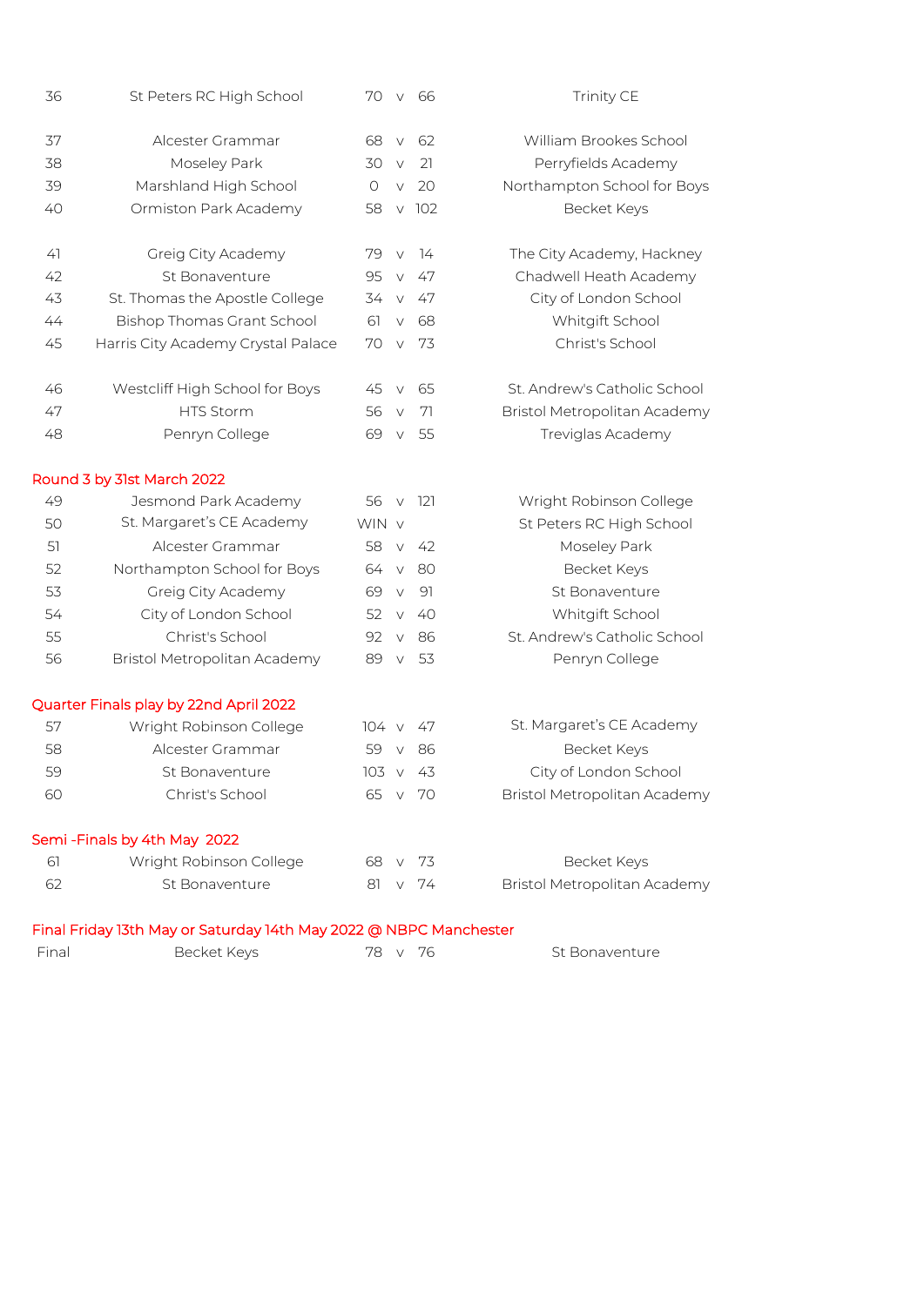| | | | | | |
|---|---|---|---|---|---|
| 36 | St Peters RC High School | 70 | v | 66 | Trinity CE |
| 37 | Alcester Grammar | 68 | v | 62 | William Brookes School |
| 38 | Moseley Park | 30 | v | 21 | Perryfields Academy |
| 39 | Marshland High School | 0 | v | 20 | Northampton School for Boys |
| 40 | Ormiston Park Academy | 58 | v | 102 | Becket Keys |
| 41 | Greig City Academy | 79 | v | 14 | The City Academy, Hackney |
| 42 | St Bonaventure | 95 | v | 47 | Chadwell Heath Academy |
| 43 | St. Thomas the Apostle College | 34 | v | 47 | City of London School |
| 44 | Bishop Thomas Grant School | 61 | v | 68 | Whitgift School |
| 45 | Harris City Academy Crystal Palace | 70 | v | 73 | Christ's School |
| 46 | Westcliff High School for Boys | 45 | v | 65 | St. Andrew's Catholic School |
| 47 | HTS Storm | 56 | v | 71 | Bristol Metropolitan Academy |
| 48 | Penryn College | 69 | v | 55 | Treviglas Academy |

## Round 3 by 31st March 2022

| | | | | | |
|---|---|---|---|---|---|
| 49 | Jesmond Park Academy | 56 | v | 121 | Wright Robinson College |
| 50 | St. Margaret's CE Academy | WIN | v | | St Peters RC High School |
| 51 | Alcester Grammar | 58 | v | 42 | Moseley Park |
| 52 | Northampton School for Boys | 64 | v | 80 | Becket Keys |
| 53 | Greig City Academy | 69 | v | 91 | St Bonaventure |
| 54 | City of London School | 52 | v | 40 | Whitgift School |
| 55 | Christ's School | 92 | v | 86 | St. Andrew's Catholic School |
| 56 | Bristol Metropolitan Academy | 89 | v | 53 | Penryn College |

## Quarter Finals play by 22nd April 2022

| | | | | | |
|---|---|---|---|---|---|
| 57 | Wright Robinson College | 104 | v | 47 | St. Margaret's CE Academy |
| 58 | Alcester Grammar | 59 | v | 86 | Becket Keys |
| 59 | St Bonaventure | 103 | v | 43 | City of London School |
| 60 | Christ's School | 65 | v | 70 | Bristol Metropolitan Academy |

## Semi -Finals by 4th May 2022

| | | | | | |
|---|---|---|---|---|---|
| 61 | Wright Robinson College | 68 | v | 73 | Becket Keys |
| 62 | St Bonaventure | 81 | v | 74 | Bristol Metropolitan Academy |

## Final Friday 13th May or Saturday 14th May 2022 @ NBPC Manchester

| | | | | | |
|---|---|---|---|---|---|
| Final | Becket Keys | 78 | v | 76 | St Bonaventure |